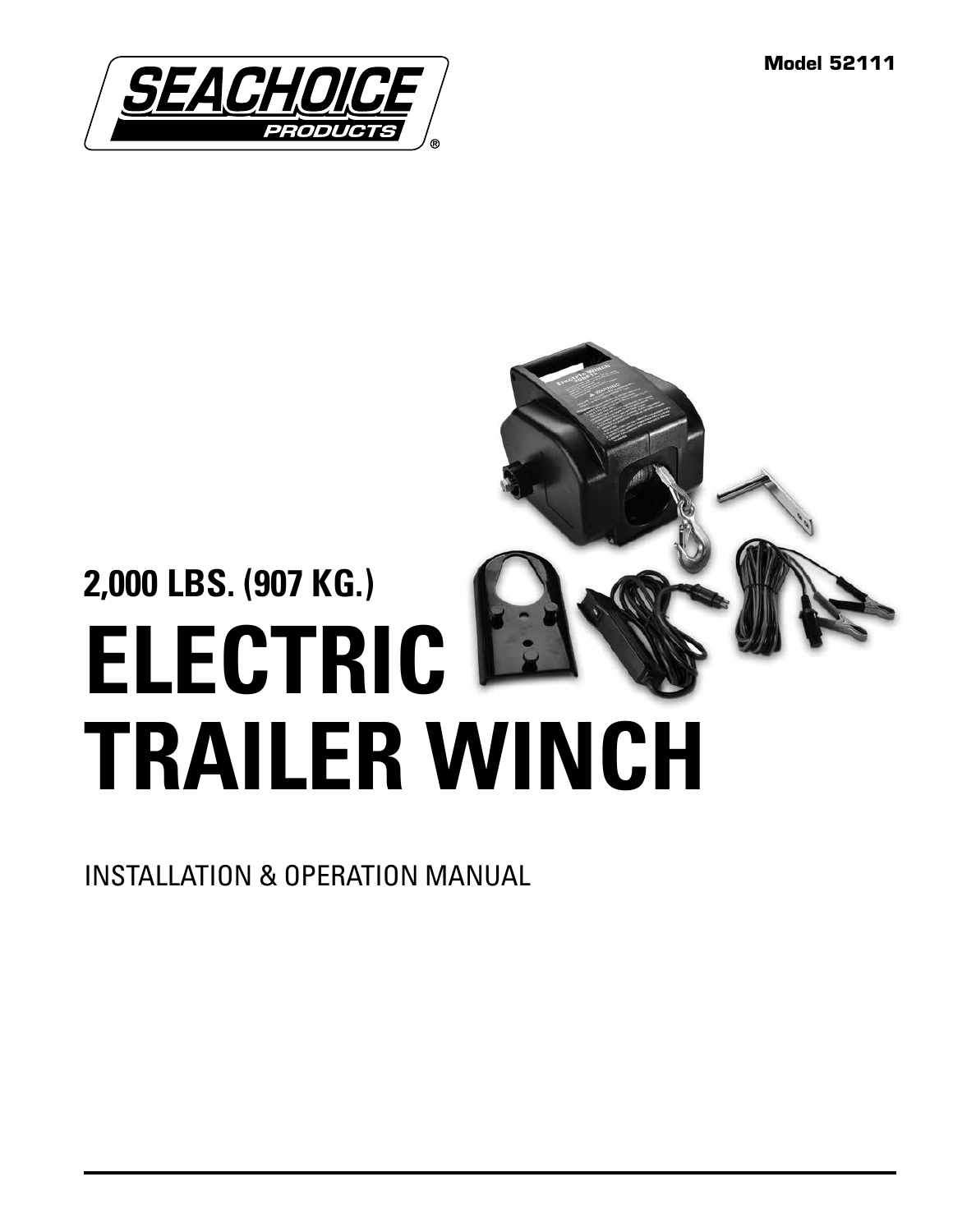Model 52111

SEACHOICE PRODUCTS®

## 2,000 LBS. (907 KG.)

# ELECTRIC TRAILER WINCH

INSTALLATION & OPERATION MANUAL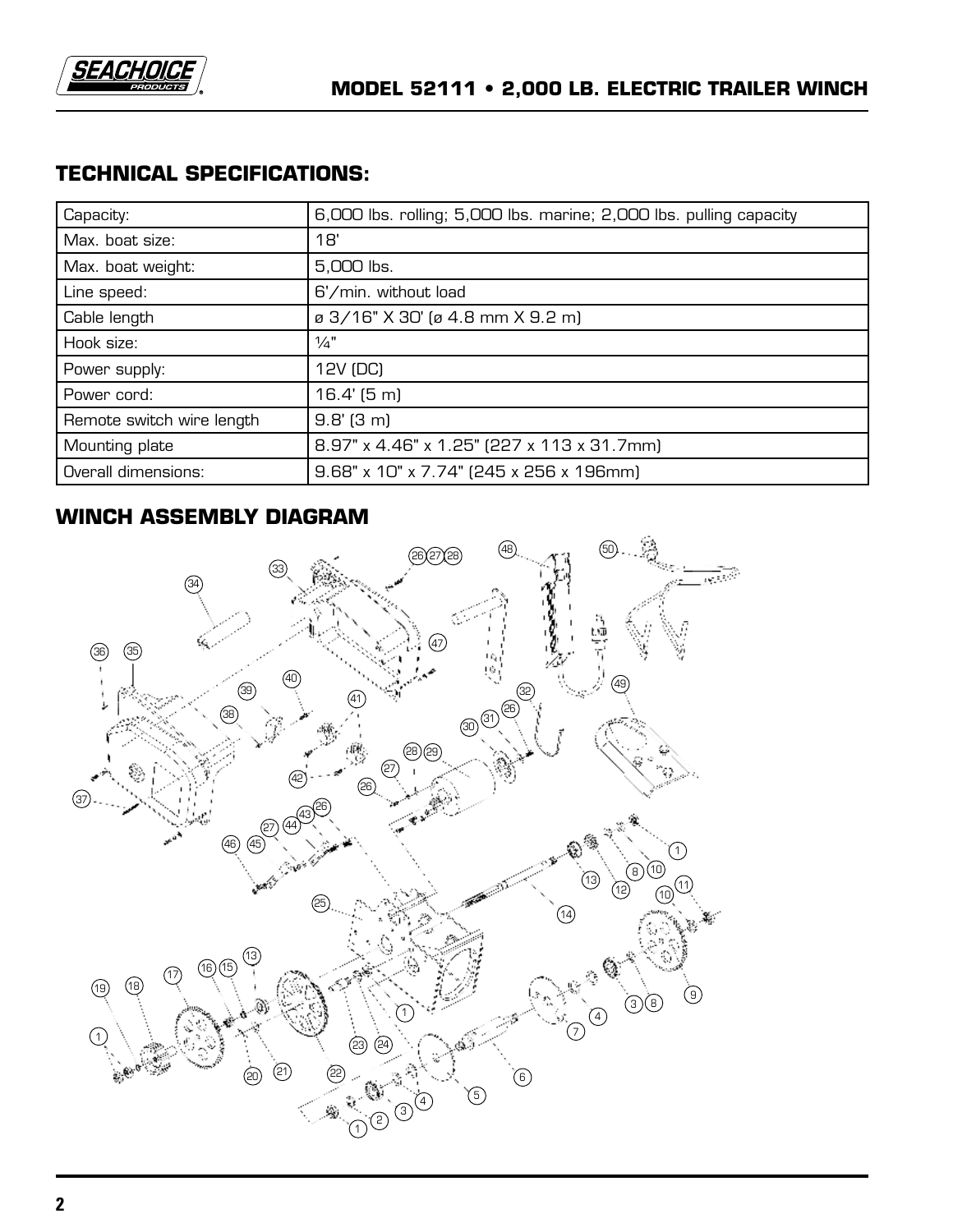## TECHNICAL SPECIFICATIONS:

| | |
|---|---|
| Capacity: | 6,000 lbs. rolling; 5,000 lbs. marine; 2,000 lbs. pulling capacity |
| Max. boat size: | 18' |
| Max. boat weight: | 5,000 lbs. |
| Line speed: | 6'/min. without load |
| Cable length | ø 3/16" X 30' (ø 4.8 mm X 9.2 m) |
| Hook size: | ¼" |
| Power supply: | 12V (DC) |
| Power cord: | 16.4' (5 m) |
| Remote switch wire length | 9.8' (3 m) |
| Mounting plate | 8.97" x 4.46" x 1.25" (227 x 113 x 31.7mm) |
| Overall dimensions: | 9.68" x 10" x 7.74" (245 x 256 x 196mm) |

## WINCH ASSEMBLY DIAGRAM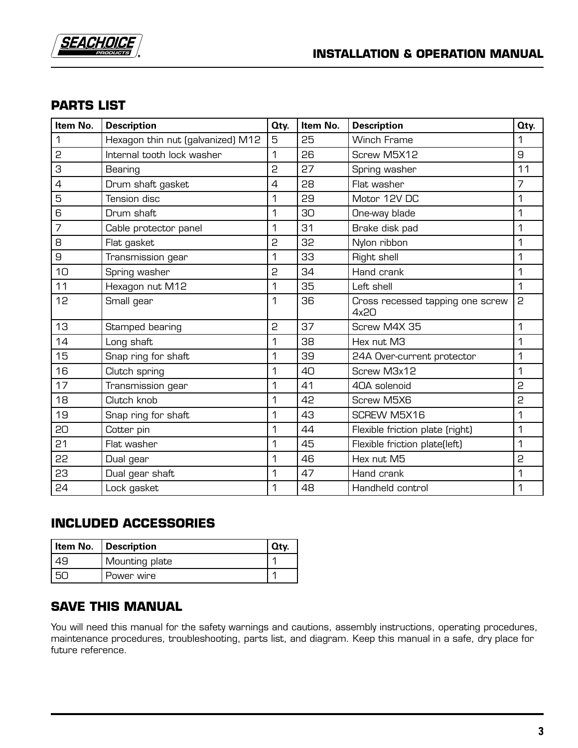## PARTS LIST

| Item No. | Description | Qty. | Item No. | Description | Qty. |
|---|---|---|---|---|---|
| 1 | Hexagon thin nut (galvanized) M12 | 5 | 25 | Winch Frame | 1 |
| 2 | Internal tooth lock washer | 1 | 26 | Screw M5X12 | 9 |
| 3 | Bearing | 2 | 27 | Spring washer | 11 |
| 4 | Drum shaft gasket | 4 | 28 | Flat washer | 7 |
| 5 | Tension disc | 1 | 29 | Motor 12V DC | 1 |
| 6 | Drum shaft | 1 | 30 | One-way blade | 1 |
| 7 | Cable protector panel | 1 | 31 | Brake disk pad | 1 |
| 8 | Flat gasket | 2 | 32 | Nylon ribbon | 1 |
| 9 | Transmission gear | 1 | 33 | Right shell | 1 |
| 10 | Spring washer | 2 | 34 | Hand crank | 1 |
| 11 | Hexagon nut M12 | 1 | 35 | Left shell | 1 |
| 12 | Small gear | 1 | 36 | Cross recessed tapping one screw 4x20 | 2 |
| 13 | Stamped bearing | 2 | 37 | Screw M4X 35 | 1 |
| 14 | Long shaft | 1 | 38 | Hex nut M3 | 1 |
| 15 | Snap ring for shaft | 1 | 39 | 24A Over-current protector | 1 |
| 16 | Clutch spring | 1 | 40 | Screw M3x12 | 1 |
| 17 | Transmission gear | 1 | 41 | 40A solenoid | 2 |
| 18 | Clutch knob | 1 | 42 | Screw M5X6 | 2 |
| 19 | Snap ring for shaft | 1 | 43 | SCREW M5X16 | 1 |
| 20 | Cotter pin | 1 | 44 | Flexible friction plate (right) | 1 |
| 21 | Flat washer | 1 | 45 | Flexible friction plate(left) | 1 |
| 22 | Dual gear | 1 | 46 | Hex nut M5 | 2 |
| 23 | Dual gear shaft | 1 | 47 | Hand crank | 1 |
| 24 | Lock gasket | 1 | 48 | Handheld control | 1 |

## INCLUDED ACCESSORIES

| Item No. | Description | Qty. |
|---|---|---|
| 49 | Mounting plate | 1 |
| 50 | Power wire | 1 |

## SAVE THIS MANUAL

You will need this manual for the safety warnings and cautions, assembly instructions, operating procedures, maintenance procedures, troubleshooting, parts list, and diagram. Keep this manual in a safe, dry place for future reference.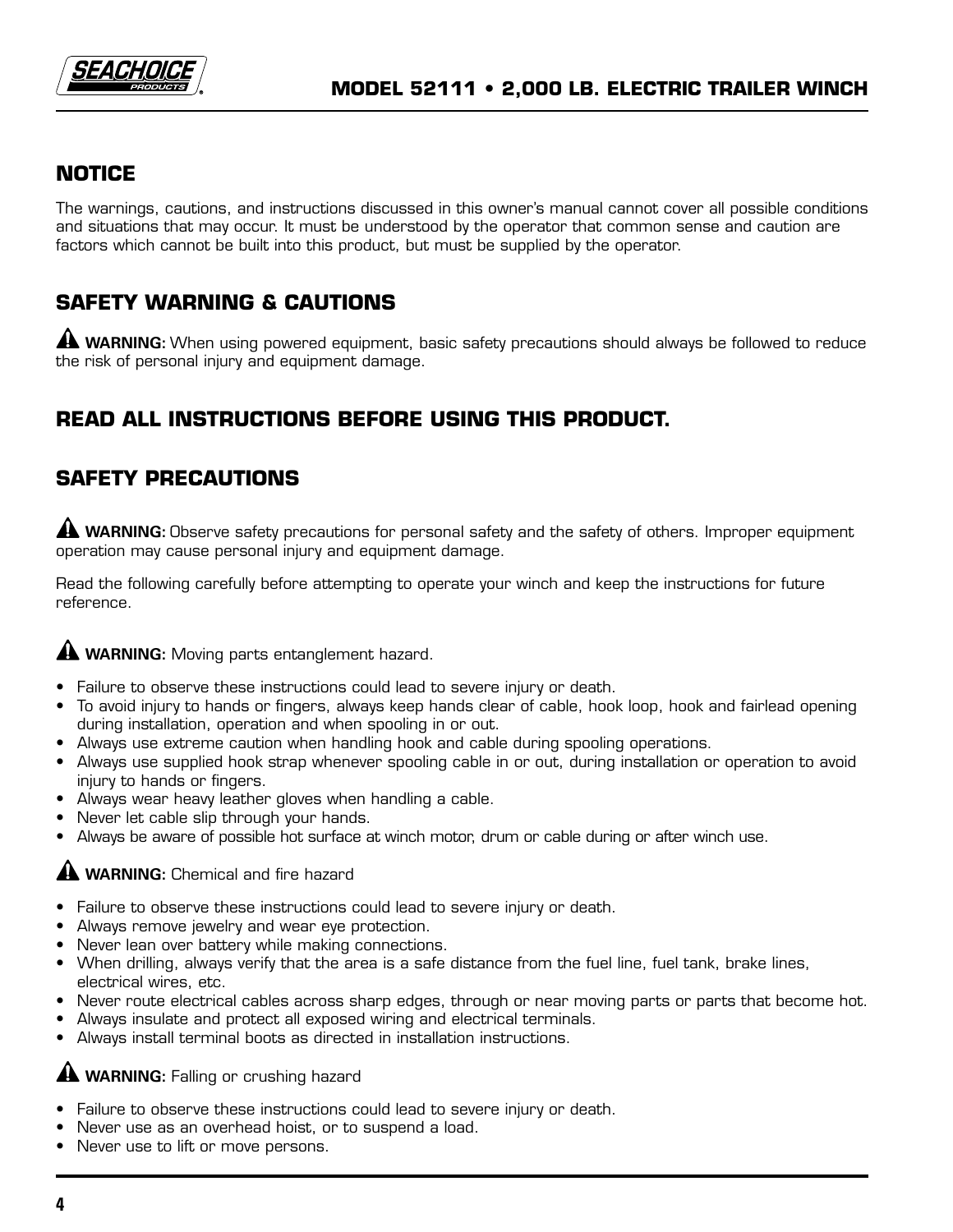## NOTICE

The warnings, cautions, and instructions discussed in this owner's manual cannot cover all possible conditions and situations that may occur. It must be understood by the operator that common sense and caution are factors which cannot be built into this product, but must be supplied by the operator.

## SAFETY WARNING & CAUTIONS

⚠ **WARNING:** When using powered equipment, basic safety precautions should always be followed to reduce the risk of personal injury and equipment damage.

## READ ALL INSTRUCTIONS BEFORE USING THIS PRODUCT.

## SAFETY PRECAUTIONS

⚠ **WARNING:** Observe safety precautions for personal safety and the safety of others. Improper equipment operation may cause personal injury and equipment damage.

Read the following carefully before attempting to operate your winch and keep the instructions for future reference.

⚠ **WARNING:** Moving parts entanglement hazard.

- Failure to observe these instructions could lead to severe injury or death.
- To avoid injury to hands or fingers, always keep hands clear of cable, hook loop, hook and fairlead opening during installation, operation and when spooling in or out.
- Always use extreme caution when handling hook and cable during spooling operations.
- Always use supplied hook strap whenever spooling cable in or out, during installation or operation to avoid injury to hands or fingers.
- Always wear heavy leather gloves when handling a cable.
- Never let cable slip through your hands.
- Always be aware of possible hot surface at winch motor, drum or cable during or after winch use.

⚠ **WARNING:** Chemical and fire hazard

- Failure to observe these instructions could lead to severe injury or death.
- Always remove jewelry and wear eye protection.
- Never lean over battery while making connections.
- When drilling, always verify that the area is a safe distance from the fuel line, fuel tank, brake lines, electrical wires, etc.
- Never route electrical cables across sharp edges, through or near moving parts or parts that become hot.
- Always insulate and protect all exposed wiring and electrical terminals.
- Always install terminal boots as directed in installation instructions.

⚠ **WARNING:** Falling or crushing hazard

- Failure to observe these instructions could lead to severe injury or death.
- Never use as an overhead hoist, or to suspend a load.
- Never use to lift or move persons.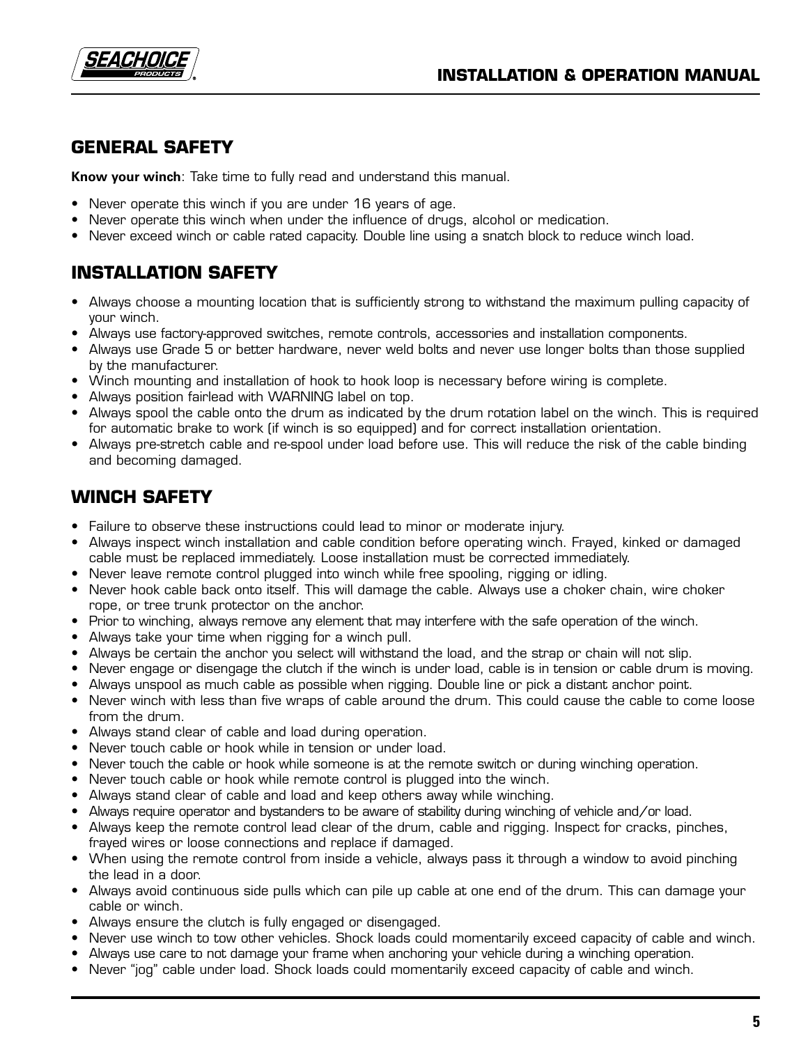## GENERAL SAFETY

**Know your winch**: Take time to fully read and understand this manual.

- Never operate this winch if you are under 16 years of age.
- Never operate this winch when under the influence of drugs, alcohol or medication.
- Never exceed winch or cable rated capacity. Double line using a snatch block to reduce winch load.

## INSTALLATION SAFETY

- Always choose a mounting location that is sufficiently strong to withstand the maximum pulling capacity of your winch.
- Always use factory-approved switches, remote controls, accessories and installation components.
- Always use Grade 5 or better hardware, never weld bolts and never use longer bolts than those supplied by the manufacturer.
- Winch mounting and installation of hook to hook loop is necessary before wiring is complete.
- Always position fairlead with WARNING label on top.
- Always spool the cable onto the drum as indicated by the drum rotation label on the winch. This is required for automatic brake to work (if winch is so equipped) and for correct installation orientation.
- Always pre-stretch cable and re-spool under load before use. This will reduce the risk of the cable binding and becoming damaged.

## WINCH SAFETY

- Failure to observe these instructions could lead to minor or moderate injury.
- Always inspect winch installation and cable condition before operating winch. Frayed, kinked or damaged cable must be replaced immediately. Loose installation must be corrected immediately.
- Never leave remote control plugged into winch while free spooling, rigging or idling.
- Never hook cable back onto itself. This will damage the cable. Always use a choker chain, wire choker rope, or tree trunk protector on the anchor.
- Prior to winching, always remove any element that may interfere with the safe operation of the winch.
- Always take your time when rigging for a winch pull.
- Always be certain the anchor you select will withstand the load, and the strap or chain will not slip.
- Never engage or disengage the clutch if the winch is under load, cable is in tension or cable drum is moving.
- Always unspool as much cable as possible when rigging. Double line or pick a distant anchor point.
- Never winch with less than five wraps of cable around the drum. This could cause the cable to come loose from the drum.
- Always stand clear of cable and load during operation.
- Never touch cable or hook while in tension or under load.
- Never touch the cable or hook while someone is at the remote switch or during winching operation.
- Never touch cable or hook while remote control is plugged into the winch.
- Always stand clear of cable and load and keep others away while winching.
- Always require operator and bystanders to be aware of stability during winching of vehicle and/or load.
- Always keep the remote control lead clear of the drum, cable and rigging. Inspect for cracks, pinches, frayed wires or loose connections and replace if damaged.
- When using the remote control from inside a vehicle, always pass it through a window to avoid pinching the lead in a door.
- Always avoid continuous side pulls which can pile up cable at one end of the drum. This can damage your cable or winch.
- Always ensure the clutch is fully engaged or disengaged.
- Never use winch to tow other vehicles. Shock loads could momentarily exceed capacity of cable and winch.
- Always use care to not damage your frame when anchoring your vehicle during a winching operation.
- Never "jog" cable under load. Shock loads could momentarily exceed capacity of cable and winch.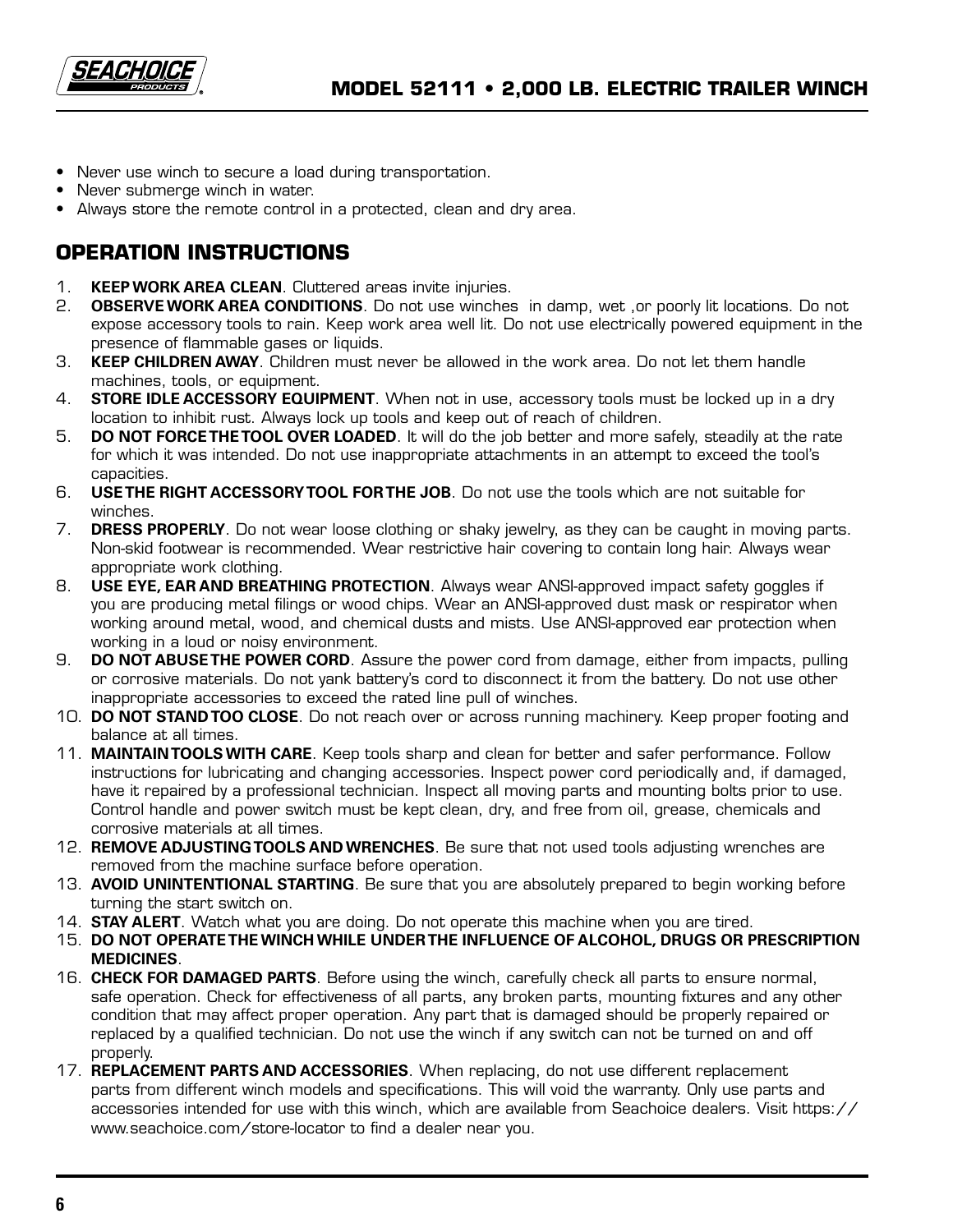- Never use winch to secure a load during transportation.
- Never submerge winch in water.
- Always store the remote control in a protected, clean and dry area.

## OPERATION INSTRUCTIONS

1. **KEEP WORK AREA CLEAN**. Cluttered areas invite injuries.
2. **OBSERVE WORK AREA CONDITIONS**. Do not use winches in damp, wet ,or poorly lit locations. Do not expose accessory tools to rain. Keep work area well lit. Do not use electrically powered equipment in the presence of flammable gases or liquids.
3. **KEEP CHILDREN AWAY**. Children must never be allowed in the work area. Do not let them handle machines, tools, or equipment.
4. **STORE IDLE ACCESSORY EQUIPMENT**. When not in use, accessory tools must be locked up in a dry location to inhibit rust. Always lock up tools and keep out of reach of children.
5. **DO NOT FORCE THE TOOL OVER LOADED**. It will do the job better and more safely, steadily at the rate for which it was intended. Do not use inappropriate attachments in an attempt to exceed the tool's capacities.
6. **USE THE RIGHT ACCESSORY TOOL FOR THE JOB**. Do not use the tools which are not suitable for winches.
7. **DRESS PROPERLY**. Do not wear loose clothing or shaky jewelry, as they can be caught in moving parts. Non-skid footwear is recommended. Wear restrictive hair covering to contain long hair. Always wear appropriate work clothing.
8. **USE EYE, EAR AND BREATHING PROTECTION**. Always wear ANSI-approved impact safety goggles if you are producing metal filings or wood chips. Wear an ANSI-approved dust mask or respirator when working around metal, wood, and chemical dusts and mists. Use ANSI-approved ear protection when working in a loud or noisy environment.
9. **DO NOT ABUSE THE POWER CORD**. Assure the power cord from damage, either from impacts, pulling or corrosive materials. Do not yank battery's cord to disconnect it from the battery. Do not use other inappropriate accessories to exceed the rated line pull of winches.
10. **DO NOT STAND TOO CLOSE**. Do not reach over or across running machinery. Keep proper footing and balance at all times.
11. **MAINTAIN TOOLS WITH CARE**. Keep tools sharp and clean for better and safer performance. Follow instructions for lubricating and changing accessories. Inspect power cord periodically and, if damaged, have it repaired by a professional technician. Inspect all moving parts and mounting bolts prior to use. Control handle and power switch must be kept clean, dry, and free from oil, grease, chemicals and corrosive materials at all times.
12. **REMOVE ADJUSTING TOOLS AND WRENCHES**. Be sure that not used tools adjusting wrenches are removed from the machine surface before operation.
13. **AVOID UNINTENTIONAL STARTING**. Be sure that you are absolutely prepared to begin working before turning the start switch on.
14. **STAY ALERT**. Watch what you are doing. Do not operate this machine when you are tired.
15. **DO NOT OPERATE THE WINCH WHILE UNDER THE INFLUENCE OF ALCOHOL, DRUGS OR PRESCRIPTION MEDICINES**.
16. **CHECK FOR DAMAGED PARTS**. Before using the winch, carefully check all parts to ensure normal, safe operation. Check for effectiveness of all parts, any broken parts, mounting fixtures and any other condition that may affect proper operation. Any part that is damaged should be properly repaired or replaced by a qualified technician. Do not use the winch if any switch can not be turned on and off properly.
17. **REPLACEMENT PARTS AND ACCESSORIES**. When replacing, do not use different replacement parts from different winch models and specifications. This will void the warranty. Only use parts and accessories intended for use with this winch, which are available from Seachoice dealers. Visit https://www.seachoice.com/store-locator to find a dealer near you.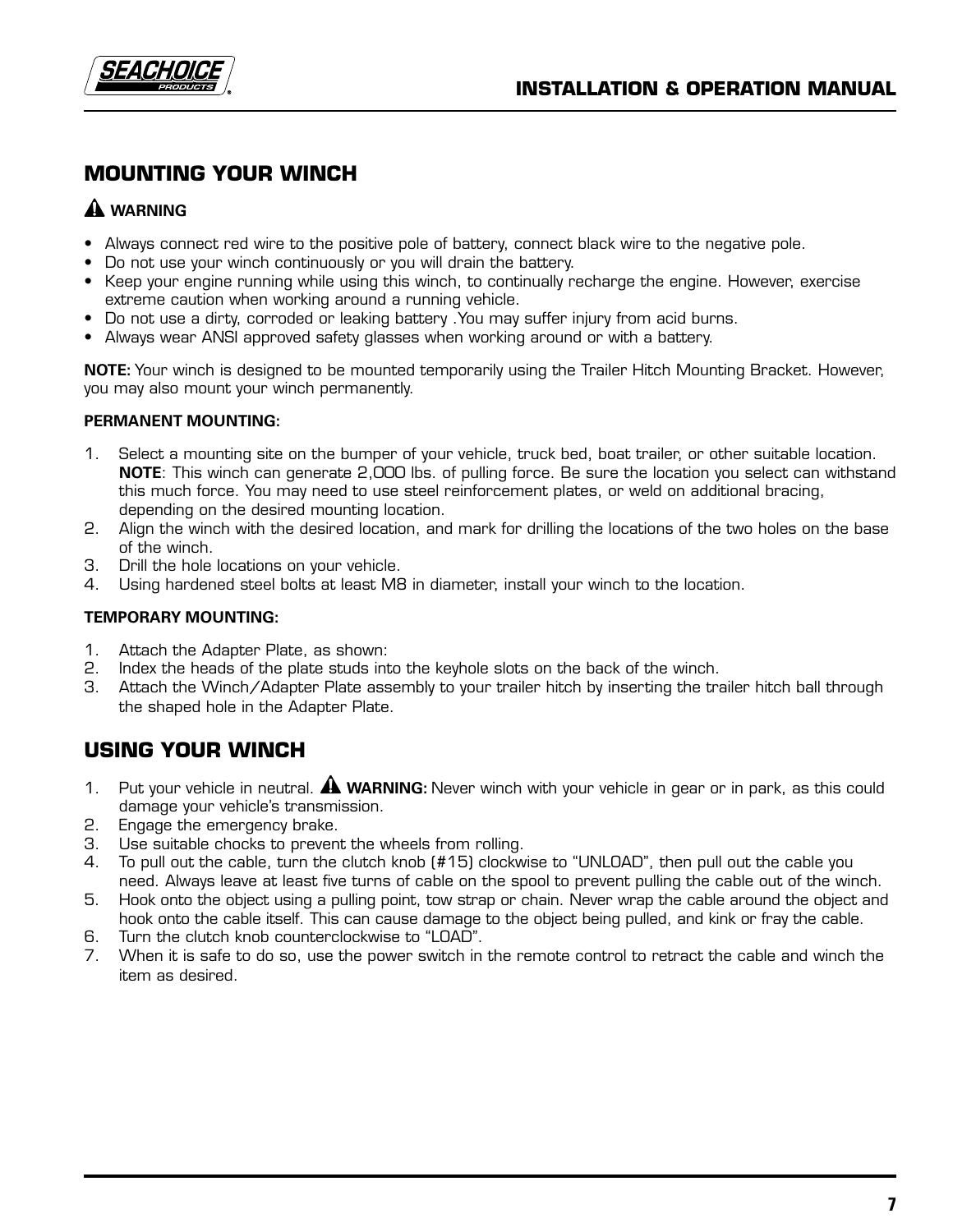## MOUNTING YOUR WINCH

⚠ **WARNING**

- Always connect red wire to the positive pole of battery, connect black wire to the negative pole.
- Do not use your winch continuously or you will drain the battery.
- Keep your engine running while using this winch, to continually recharge the engine. However, exercise extreme caution when working around a running vehicle.
- Do not use a dirty, corroded or leaking battery .You may suffer injury from acid burns.
- Always wear ANSI approved safety glasses when working around or with a battery.

**NOTE:** Your winch is designed to be mounted temporarily using the Trailer Hitch Mounting Bracket. However, you may also mount your winch permanently.

**PERMANENT MOUNTING:**

1. Select a mounting site on the bumper of your vehicle, truck bed, boat trailer, or other suitable location. **NOTE**: This winch can generate 2,000 lbs. of pulling force. Be sure the location you select can withstand this much force. You may need to use steel reinforcement plates, or weld on additional bracing, depending on the desired mounting location.
2. Align the winch with the desired location, and mark for drilling the locations of the two holes on the base of the winch.
3. Drill the hole locations on your vehicle.
4. Using hardened steel bolts at least M8 in diameter, install your winch to the location.

**TEMPORARY MOUNTING:**

1. Attach the Adapter Plate, as shown:
2. Index the heads of the plate studs into the keyhole slots on the back of the winch.
3. Attach the Winch/Adapter Plate assembly to your trailer hitch by inserting the trailer hitch ball through the shaped hole in the Adapter Plate.

## USING YOUR WINCH

1. Put your vehicle in neutral. ⚠ **WARNING:** Never winch with your vehicle in gear or in park, as this could damage your vehicle's transmission.
2. Engage the emergency brake.
3. Use suitable chocks to prevent the wheels from rolling.
4. To pull out the cable, turn the clutch knob (#15) clockwise to "UNLOAD", then pull out the cable you need. Always leave at least five turns of cable on the spool to prevent pulling the cable out of the winch.
5. Hook onto the object using a pulling point, tow strap or chain. Never wrap the cable around the object and hook onto the cable itself. This can cause damage to the object being pulled, and kink or fray the cable.
6. Turn the clutch knob counterclockwise to "LOAD".
7. When it is safe to do so, use the power switch in the remote control to retract the cable and winch the item as desired.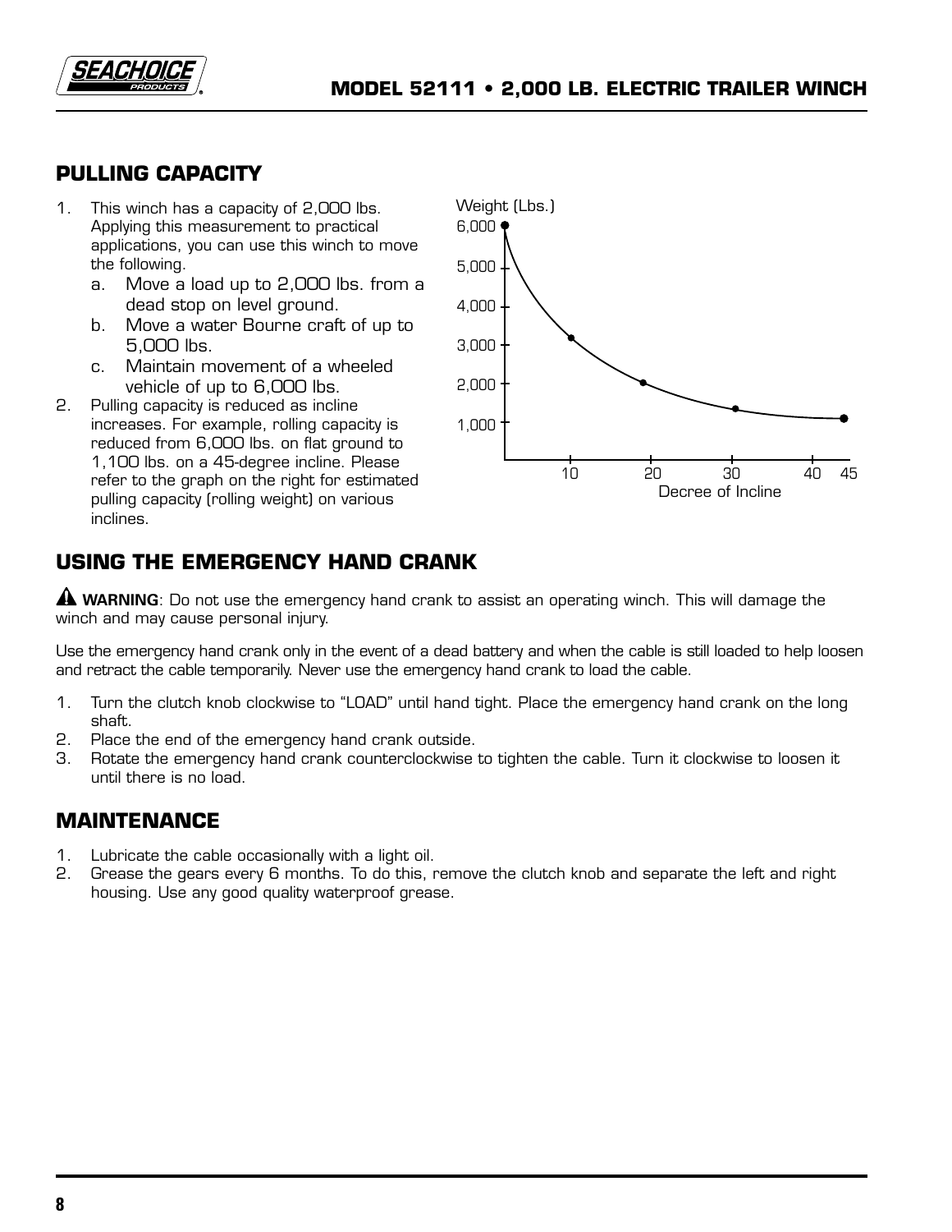## PULLING CAPACITY

1. This winch has a capacity of 2,000 lbs. Applying this measurement to practical applications, you can use this winch to move the following.
   a. Move a load up to 2,000 lbs. from a dead stop on level ground.
   b. Move a water Bourne craft of up to 5,000 lbs.
   c. Maintain movement of a wheeled vehicle of up to 6,000 lbs.
2. Pulling capacity is reduced as incline increases. For example, rolling capacity is reduced from 6,000 lbs. on flat ground to 1,100 lbs. on a 45-degree incline. Please refer to the graph on the right for estimated pulling capacity (rolling weight) on various inclines.

Weight (Lbs.)
6,000
5,000
4,000
3,000
2,000
1,000
10 20 30 40 45
Decree of Incline

## USING THE EMERGENCY HAND CRANK

⚠ **WARNING**: Do not use the emergency hand crank to assist an operating winch. This will damage the winch and may cause personal injury.

Use the emergency hand crank only in the event of a dead battery and when the cable is still loaded to help loosen and retract the cable temporarily. Never use the emergency hand crank to load the cable.

1. Turn the clutch knob clockwise to "LOAD" until hand tight. Place the emergency hand crank on the long shaft.
2. Place the end of the emergency hand crank outside.
3. Rotate the emergency hand crank counterclockwise to tighten the cable. Turn it clockwise to loosen it until there is no load.

## MAINTENANCE

1. Lubricate the cable occasionally with a light oil.
2. Grease the gears every 6 months. To do this, remove the clutch knob and separate the left and right housing. Use any good quality waterproof grease.